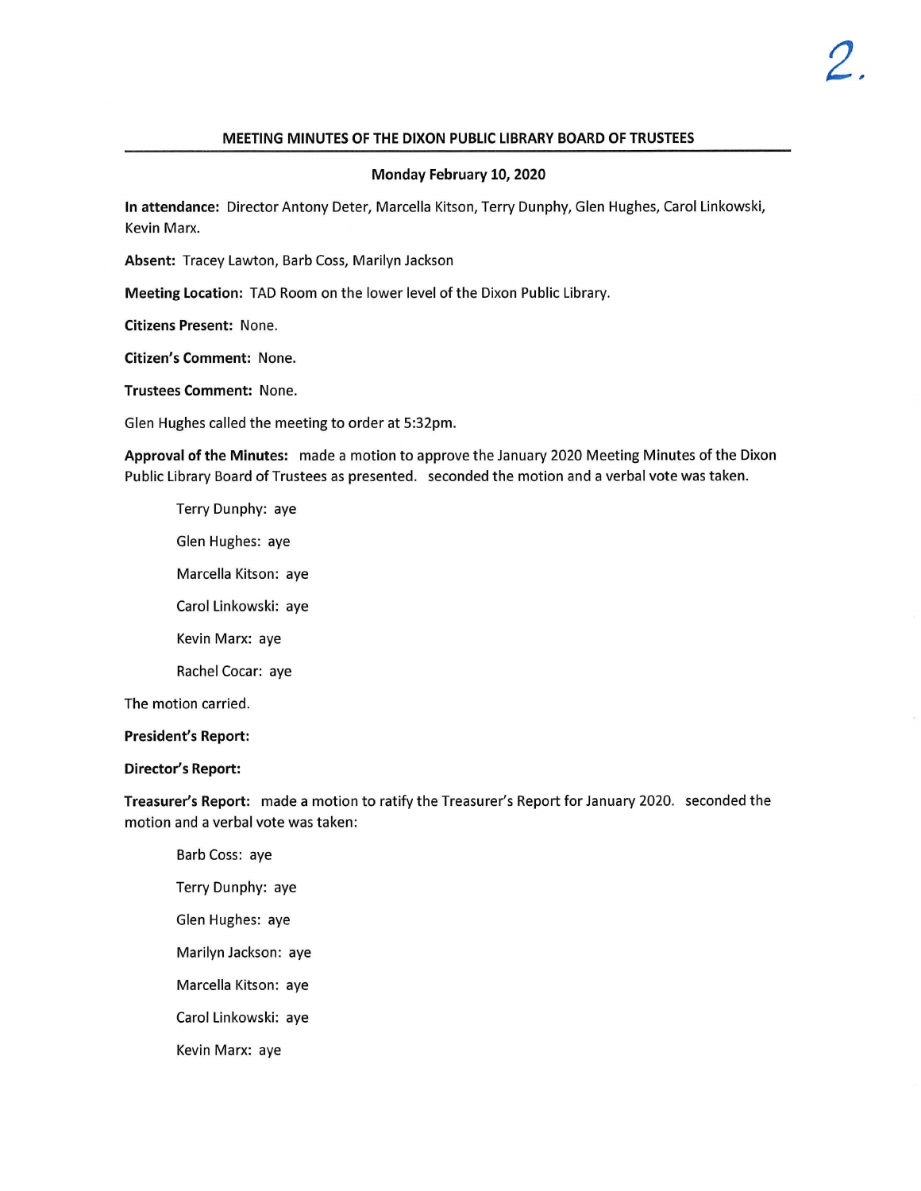## MEETING MINUTES OF THE DIXON PUBLIC LIBRARY BOARD OF TRUSTEES

**Monday February 10, 2020**

**In attendance:** Director Antony Deter, Marcella Kitson, Terry Dunphy, Glen Hughes, Carol Linkowski, Kevin Marx.

**Absent:** Tracey Lawton, Barb Coss, Marilyn Jackson

**Meeting Location:** TAD Room on the lower level of the Dixon Public Library.

**Citizens Present:** None.

**Citizen's Comment:** None.

**Trustees Comment:** None.

Glen Hughes called the meeting to order at 5:32pm.

**Approval of the Minutes:** made a motion to approve the January 2020 Meeting Minutes of the Dixon Public Library Board of Trustees as presented. seconded the motion and a verbal vote was taken.

Terry Dunphy: aye

Glen Hughes: aye

Marcella Kitson: aye

Carol Linkowski: aye

Kevin Marx: aye

Rachel Cocar: aye

The motion carried.

**President's Report:**

**Director's Report:**

**Treasurer's Report:** made a motion to ratify the Treasurer's Report for January 2020. seconded the motion and a verbal vote was taken:

Barb Coss: aye

Terry Dunphy: aye

Glen Hughes: aye

Marilyn Jackson: aye

Marcella Kitson: aye

Carol Linkowski: aye

Kevin Marx: aye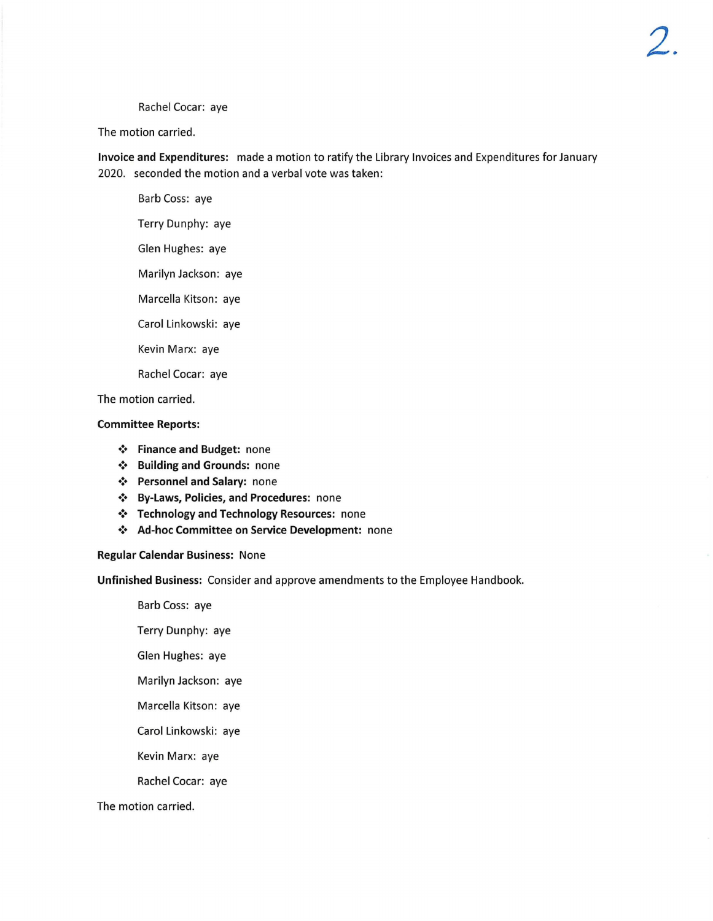Rachel Cocar: aye

The motion carried.

**Invoice and Expenditures:** made a motion to ratify the Library Invoices and Expenditures for January 2020. seconded the motion and a verbal vote was taken:

Barb Coss: aye

Terry Dunphy: aye

Glen Hughes: aye

Marilyn Jackson: aye

Marcella Kitson: aye

Carol Linkowski: aye

Kevin Marx: aye

Rachel Cocar: aye

The motion carried.

**Committee Reports:**

- **Finance and Budget:** none
- **Building and Grounds:** none
- **Personnel and Salary:** none
- **By-Laws, Policies, and Procedures:** none
- **Technology and Technology Resources:** none
- **Ad-hoc Committee on Service Development:** none

**Regular Calendar Business:** None

**Unfinished Business:** Consider and approve amendments to the Employee Handbook.

Barb Coss: aye

Terry Dunphy: aye

Glen Hughes: aye

Marilyn Jackson: aye

Marcella Kitson: aye

Carol Linkowski: aye

Kevin Marx: aye

Rachel Cocar: aye

The motion carried.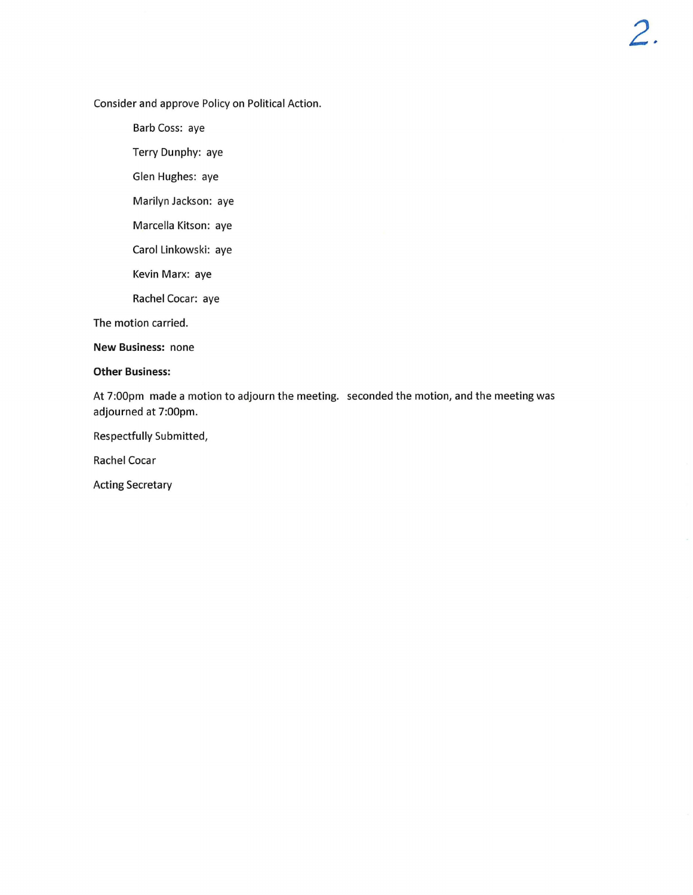Consider and approve Policy on Political Action.

Barb Coss: aye

Terry Dunphy: aye

Glen Hughes: aye

Marilyn Jackson: aye

Marcella Kitson: aye

Carol Linkowski: aye

Kevin Marx: aye

Rachel Cocar: aye

The motion carried.

**New Business:** none

**Other Business:**

At 7:00pm made a motion to adjourn the meeting. seconded the motion, and the meeting was adjourned at 7:00pm.

Respectfully Submitted,

Rachel Cocar

Acting Secretary